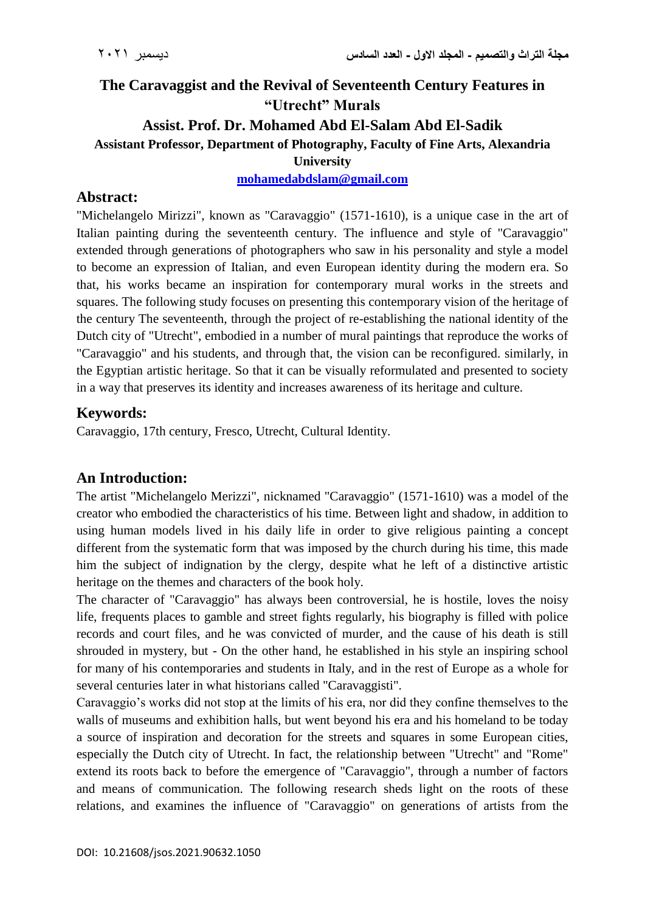# The Caravaggist and the Revival of Seventeenth Century Features in "Utrecht" Murals

**Assist. Prof. Dr. Mohamed Abd El-Salam Abd El-Sadik**

**Assistant Professor, Department of Photography, Faculty of Fine Arts, Alexandria University**

**mohamedabdslam@gmail.com**

## Abstract:

"Michelangelo Mirizzi", known as "Caravaggio" (1571-1610), is a unique case in the art of Italian painting during the seventeenth century. The influence and style of "Caravaggio" extended through generations of photographers who saw in his personality and style a model to become an expression of Italian, and even European identity during the modern era. So that, his works became an inspiration for contemporary mural works in the streets and squares. The following study focuses on presenting this contemporary vision of the heritage of the century The seventeenth, through the project of re-establishing the national identity of the Dutch city of "Utrecht", embodied in a number of mural paintings that reproduce the works of "Caravaggio" and his students, and through that, the vision can be reconfigured. similarly, in the Egyptian artistic heritage. So that it can be visually reformulated and presented to society in a way that preserves its identity and increases awareness of its heritage and culture.

## Keywords:

Caravaggio, 17th century, Fresco, Utrecht, Cultural Identity.

## An Introduction:

The artist "Michelangelo Merizzi", nicknamed "Caravaggio" (1571-1610) was a model of the creator who embodied the characteristics of his time. Between light and shadow, in addition to using human models lived in his daily life in order to give religious painting a concept different from the systematic form that was imposed by the church during his time, this made him the subject of indignation by the clergy, despite what he left of a distinctive artistic heritage on the themes and characters of the book holy.

The character of "Caravaggio" has always been controversial, he is hostile, loves the noisy life, frequents places to gamble and street fights regularly, his biography is filled with police records and court files, and he was convicted of murder, and the cause of his death is still shrouded in mystery, but - On the other hand, he established in his style an inspiring school for many of his contemporaries and students in Italy, and in the rest of Europe as a whole for several centuries later in what historians called "Caravaggisti".

Caravaggio's works did not stop at the limits of his era, nor did they confine themselves to the walls of museums and exhibition halls, but went beyond his era and his homeland to be today a source of inspiration and decoration for the streets and squares in some European cities, especially the Dutch city of Utrecht. In fact, the relationship between "Utrecht" and "Rome" extend its roots back to before the emergence of "Caravaggio", through a number of factors and means of communication. The following research sheds light on the roots of these relations, and examines the influence of "Caravaggio" on generations of artists from the

DOI: 10.21608/jsos.2021.90632.1050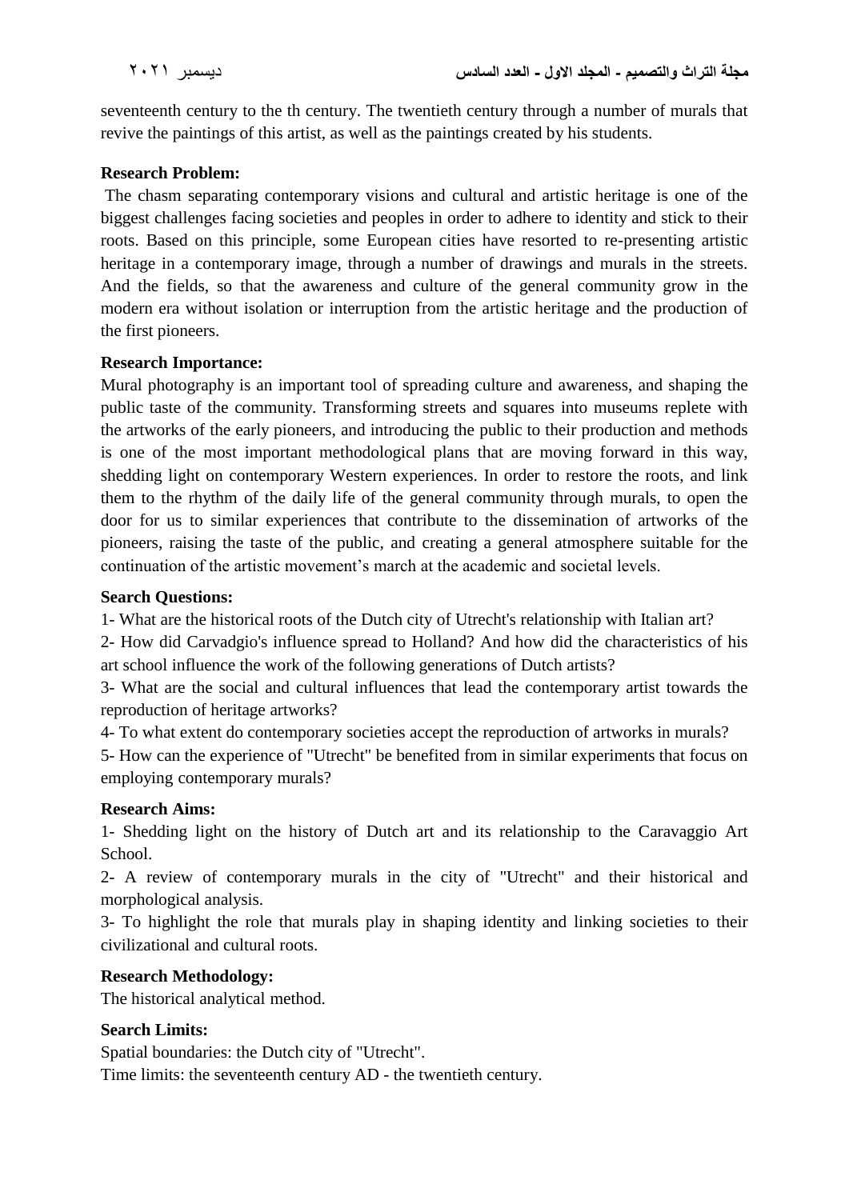seventeenth century to the th century. The twentieth century through a number of murals that revive the paintings of this artist, as well as the paintings created by his students.

**Research Problem:**

The chasm separating contemporary visions and cultural and artistic heritage is one of the biggest challenges facing societies and peoples in order to adhere to identity and stick to their roots. Based on this principle, some European cities have resorted to re-presenting artistic heritage in a contemporary image, through a number of drawings and murals in the streets. And the fields, so that the awareness and culture of the general community grow in the modern era without isolation or interruption from the artistic heritage and the production of the first pioneers.

**Research Importance:**

Mural photography is an important tool of spreading culture and awareness, and shaping the public taste of the community. Transforming streets and squares into museums replete with the artworks of the early pioneers, and introducing the public to their production and methods is one of the most important methodological plans that are moving forward in this way, shedding light on contemporary Western experiences. In order to restore the roots, and link them to the rhythm of the daily life of the general community through murals, to open the door for us to similar experiences that contribute to the dissemination of artworks of the pioneers, raising the taste of the public, and creating a general atmosphere suitable for the continuation of the artistic movement's march at the academic and societal levels.

**Search Questions:**

1- What are the historical roots of the Dutch city of Utrecht's relationship with Italian art?

2- How did Carvadgio's influence spread to Holland? And how did the characteristics of his art school influence the work of the following generations of Dutch artists?

3- What are the social and cultural influences that lead the contemporary artist towards the reproduction of heritage artworks?

4- To what extent do contemporary societies accept the reproduction of artworks in murals?

5- How can the experience of "Utrecht" be benefited from in similar experiments that focus on employing contemporary murals?

**Research Aims:**

1- Shedding light on the history of Dutch art and its relationship to the Caravaggio Art School.

2- A review of contemporary murals in the city of "Utrecht" and their historical and morphological analysis.

3- To highlight the role that murals play in shaping identity and linking societies to their civilizational and cultural roots.

**Research Methodology:**

The historical analytical method.

**Search Limits:**

Spatial boundaries: the Dutch city of "Utrecht".

Time limits: the seventeenth century AD - the twentieth century.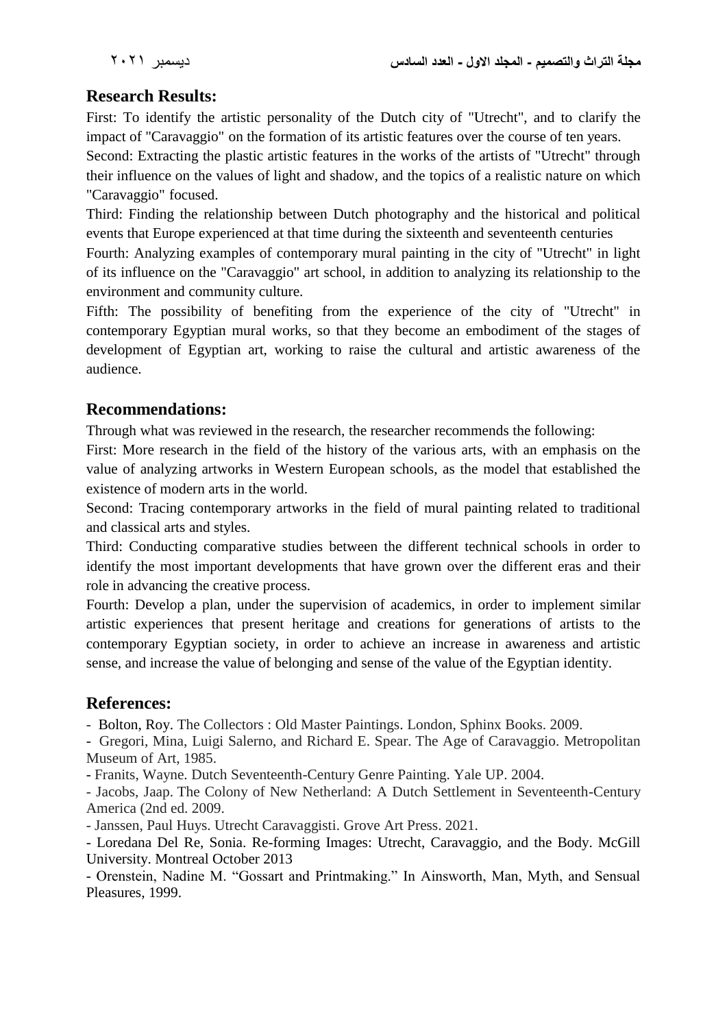## Research Results:

First: To identify the artistic personality of the Dutch city of "Utrecht", and to clarify the impact of "Caravaggio" on the formation of its artistic features over the course of ten years.

Second: Extracting the plastic artistic features in the works of the artists of "Utrecht" through their influence on the values of light and shadow, and the topics of a realistic nature on which "Caravaggio" focused.

Third: Finding the relationship between Dutch photography and the historical and political events that Europe experienced at that time during the sixteenth and seventeenth centuries

Fourth: Analyzing examples of contemporary mural painting in the city of "Utrecht" in light of its influence on the "Caravaggio" art school, in addition to analyzing its relationship to the environment and community culture.

Fifth: The possibility of benefiting from the experience of the city of "Utrecht" in contemporary Egyptian mural works, so that they become an embodiment of the stages of development of Egyptian art, working to raise the cultural and artistic awareness of the audience.

## Recommendations:

Through what was reviewed in the research, the researcher recommends the following:

First: More research in the field of the history of the various arts, with an emphasis on the value of analyzing artworks in Western European schools, as the model that established the existence of modern arts in the world.

Second: Tracing contemporary artworks in the field of mural painting related to traditional and classical arts and styles.

Third: Conducting comparative studies between the different technical schools in order to identify the most important developments that have grown over the different eras and their role in advancing the creative process.

Fourth: Develop a plan, under the supervision of academics, in order to implement similar artistic experiences that present heritage and creations for generations of artists to the contemporary Egyptian society, in order to achieve an increase in awareness and artistic sense, and increase the value of belonging and sense of the value of the Egyptian identity.

## References:

- Bolton, Roy. The Collectors : Old Master Paintings. London, Sphinx Books. 2009.
- Gregori, Mina, Luigi Salerno, and Richard E. Spear. The Age of Caravaggio. Metropolitan Museum of Art, 1985.
- Franits, Wayne. Dutch Seventeenth-Century Genre Painting. Yale UP. 2004.
- Jacobs, Jaap. The Colony of New Netherland: A Dutch Settlement in Seventeenth-Century America (2nd ed. 2009.
- Janssen, Paul Huys. Utrecht Caravaggisti. Grove Art Press. 2021.
- Loredana Del Re, Sonia. Re-forming Images: Utrecht, Caravaggio, and the Body. McGill University. Montreal October 2013
- Orenstein, Nadine M. "Gossart and Printmaking." In Ainsworth, Man, Myth, and Sensual Pleasures, 1999.